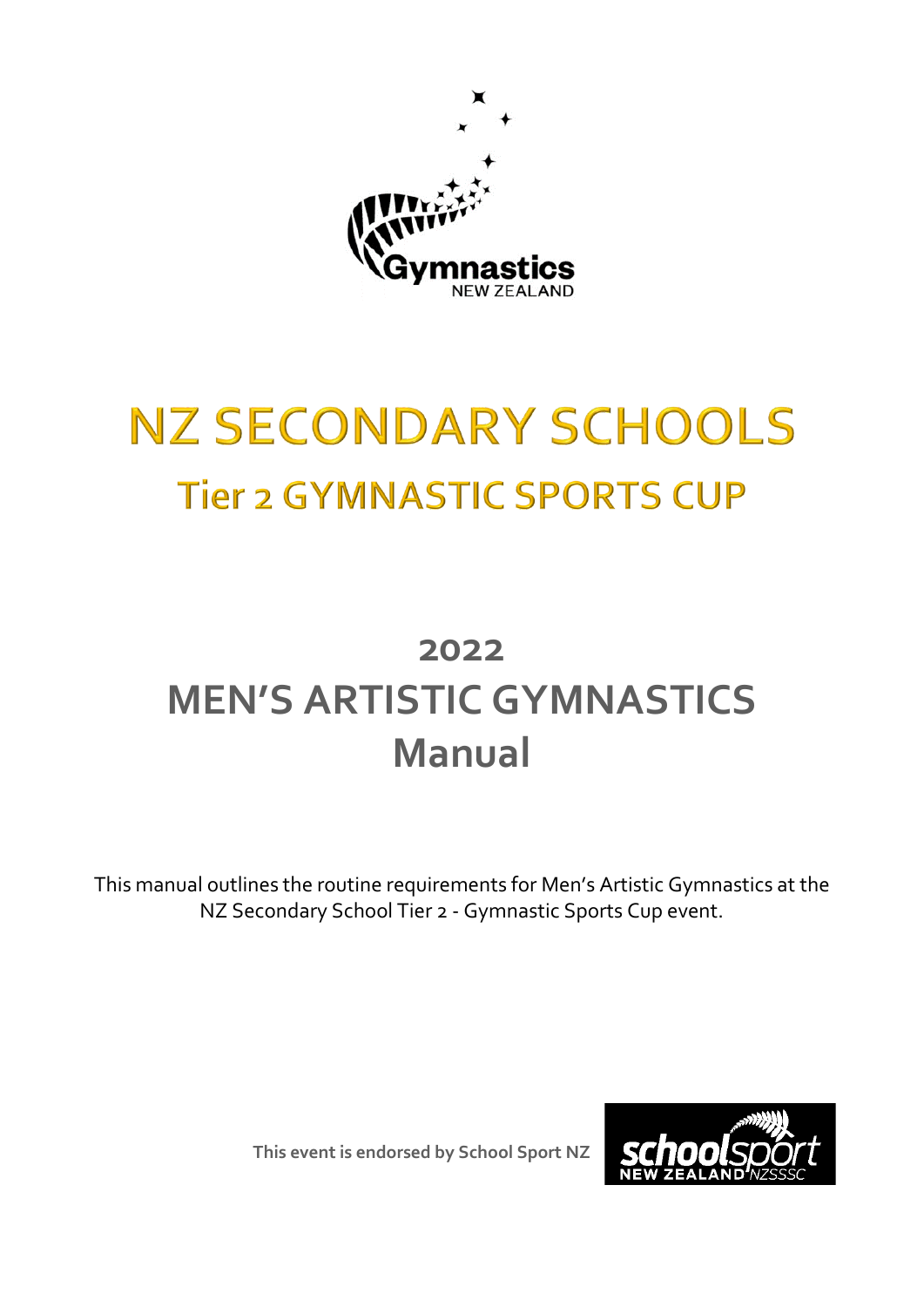# NZ SECONDARY SCHOOLS

## Tier 2 GYMNASTIC SPORTS CUP

# 2022

# MEN'S ARTISTIC GYMNASTICS

# Manual

This manual outlines the routine requirements for Men's Artistic Gymnastics at the NZ Secondary School Tier 2 - Gymnastic Sports Cup event.

**This event is endorsed by School Sport NZ**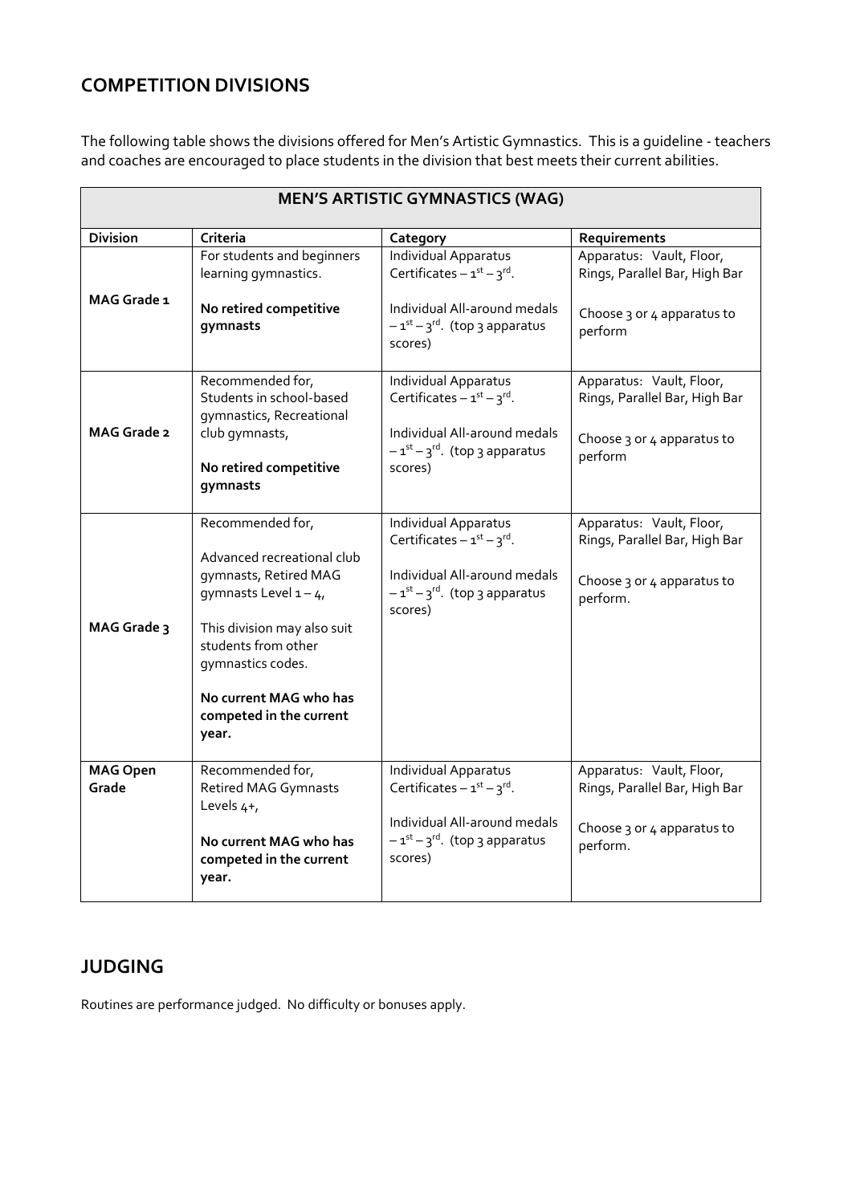## COMPETITION DIVISIONS

The following table shows the divisions offered for Men's Artistic Gymnastics. This is a guideline - teachers and coaches are encouraged to place students in the division that best meets their current abilities.

| MEN'S ARTISTIC GYMNASTICS (WAG) | | | |
|---|---|---|---|
| **Division** | **Criteria** | **Category** | **Requirements** |
| **MAG Grade 1** | For students and beginners learning gymnastics.<br><br>**No retired competitive gymnasts** | Individual Apparatus Certificates – 1st – 3rd.<br><br>Individual All-around medals – 1st – 3rd. (top 3 apparatus scores) | Apparatus: Vault, Floor, Rings, Parallel Bar, High Bar<br><br>Choose 3 or 4 apparatus to perform |
| **MAG Grade 2** | Recommended for, Students in school-based gymnastics, Recreational club gymnasts,<br><br>**No retired competitive gymnasts** | Individual Apparatus Certificates – 1st – 3rd.<br><br>Individual All-around medals – 1st – 3rd. (top 3 apparatus scores) | Apparatus: Vault, Floor, Rings, Parallel Bar, High Bar<br><br>Choose 3 or 4 apparatus to perform |
| **MAG Grade 3** | Recommended for,<br><br>Advanced recreational club gymnasts, Retired MAG gymnasts Level 1 – 4,<br><br>This division may also suit students from other gymnastics codes.<br><br>**No current MAG who has competed in the current year.** | Individual Apparatus Certificates – 1st – 3rd.<br><br>Individual All-around medals – 1st – 3rd. (top 3 apparatus scores) | Apparatus: Vault, Floor, Rings, Parallel Bar, High Bar<br><br>Choose 3 or 4 apparatus to perform. |
| **MAG Open Grade** | Recommended for, Retired MAG Gymnasts Levels 4+,<br><br>**No current MAG who has competed in the current year.** | Individual Apparatus Certificates – 1st – 3rd.<br><br>Individual All-around medals – 1st – 3rd. (top 3 apparatus scores) | Apparatus: Vault, Floor, Rings, Parallel Bar, High Bar<br><br>Choose 3 or 4 apparatus to perform. |

## JUDGING

Routines are performance judged. No difficulty or bonuses apply.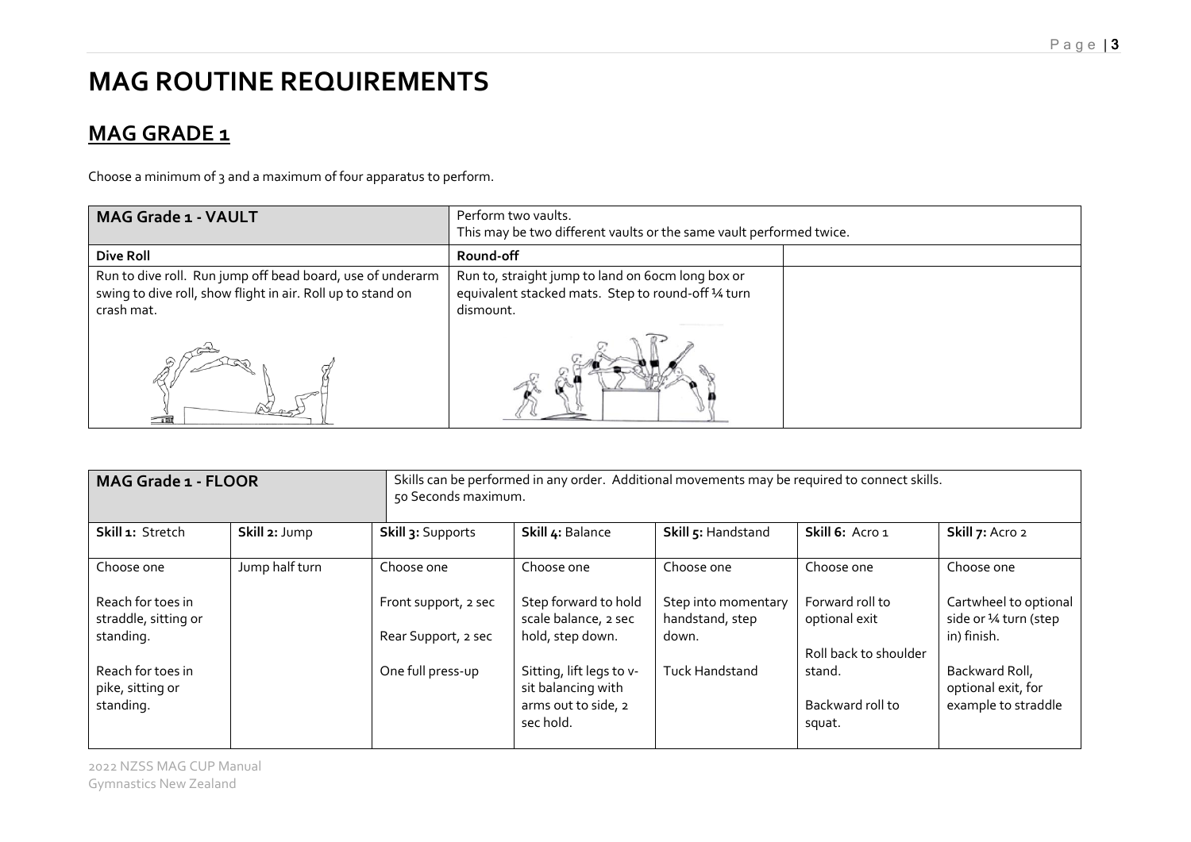# MAG ROUTINE REQUIREMENTS

## MAG GRADE 1

Choose a minimum of 3 and a maximum of four apparatus to perform.

| MAG Grade 1 - VAULT | Perform two vaults.<br>This may be two different vaults or the same vault performed twice. | |
|---|---|---|
| **Dive Roll** | **Round-off** | |
| Run to dive roll. Run jump off bead board, use of underarm swing to dive roll, show flight in air. Roll up to stand on crash mat. | Run to, straight jump to land on 60cm long box or equivalent stacked mats. Step to round-off ¼ turn dismount. | |

| MAG Grade 1 - FLOOR | | Skills can be performed in any order. Additional movements may be required to connect skills.<br>50 Seconds maximum. | | | | |
|---|---|---|---|---|---|---|
| **Skill 1:** Stretch | **Skill 2:** Jump | **Skill 3:** Supports | **Skill 4:** Balance | **Skill 5:** Handstand | **Skill 6:** Acro 1 | **Skill 7:** Acro 2 |
| Choose one<br><br>Reach for toes in straddle, sitting or standing.<br><br>Reach for toes in pike, sitting or standing. | Jump half turn | Choose one<br><br>Front support, 2 sec<br><br>Rear Support, 2 sec<br><br>One full press-up | Choose one<br><br>Step forward to hold scale balance, 2 sec hold, step down.<br><br>Sitting, lift legs to v-sit balancing with arms out to side, 2 sec hold. | Choose one<br><br>Step into momentary handstand, step down.<br><br>Tuck Handstand | Choose one<br><br>Forward roll to optional exit<br><br>Roll back to shoulder stand.<br><br>Backward roll to squat. | Choose one<br><br>Cartwheel to optional side or ¼ turn (step in) finish.<br><br>Backward Roll, optional exit, for example to straddle |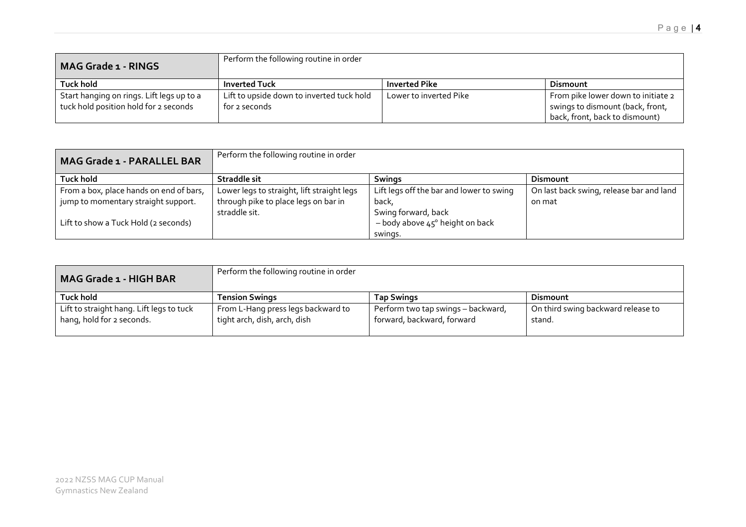| MAG Grade 1 - RINGS | Perform the following routine in order | | |
|---|---|---|---|
| **Tuck hold** | **Inverted Tuck** | **Inverted Pike** | **Dismount** |
| Start hanging on rings. Lift legs up to a tuck hold position hold for 2 seconds | Lift to upside down to inverted tuck hold for 2 seconds | Lower to inverted Pike | From pike lower down to initiate 2 swings to dismount (back, front, back, front, back to dismount) |

| MAG Grade 1 - PARALLEL BAR | Perform the following routine in order | | |
|---|---|---|---|
| **Tuck hold** | **Straddle sit** | **Swings** | **Dismount** |
| From a box, place hands on end of bars, jump to momentary straight support.<br><br>Lift to show a Tuck Hold (2 seconds) | Lower legs to straight, lift straight legs through pike to place legs on bar in straddle sit. | Lift legs off the bar and lower to swing back,<br>Swing forward, back<br>– body above 45° height on back swings. | On last back swing, release bar and land on mat |

| MAG Grade 1 - HIGH BAR | Perform the following routine in order | | |
|---|---|---|---|
| **Tuck hold** | **Tension Swings** | **Tap Swings** | **Dismount** |
| Lift to straight hang. Lift legs to tuck hang, hold for 2 seconds. | From L-Hang press legs backward to tight arch, dish, arch, dish | Perform two tap swings – backward, forward, backward, forward | On third swing backward release to stand. |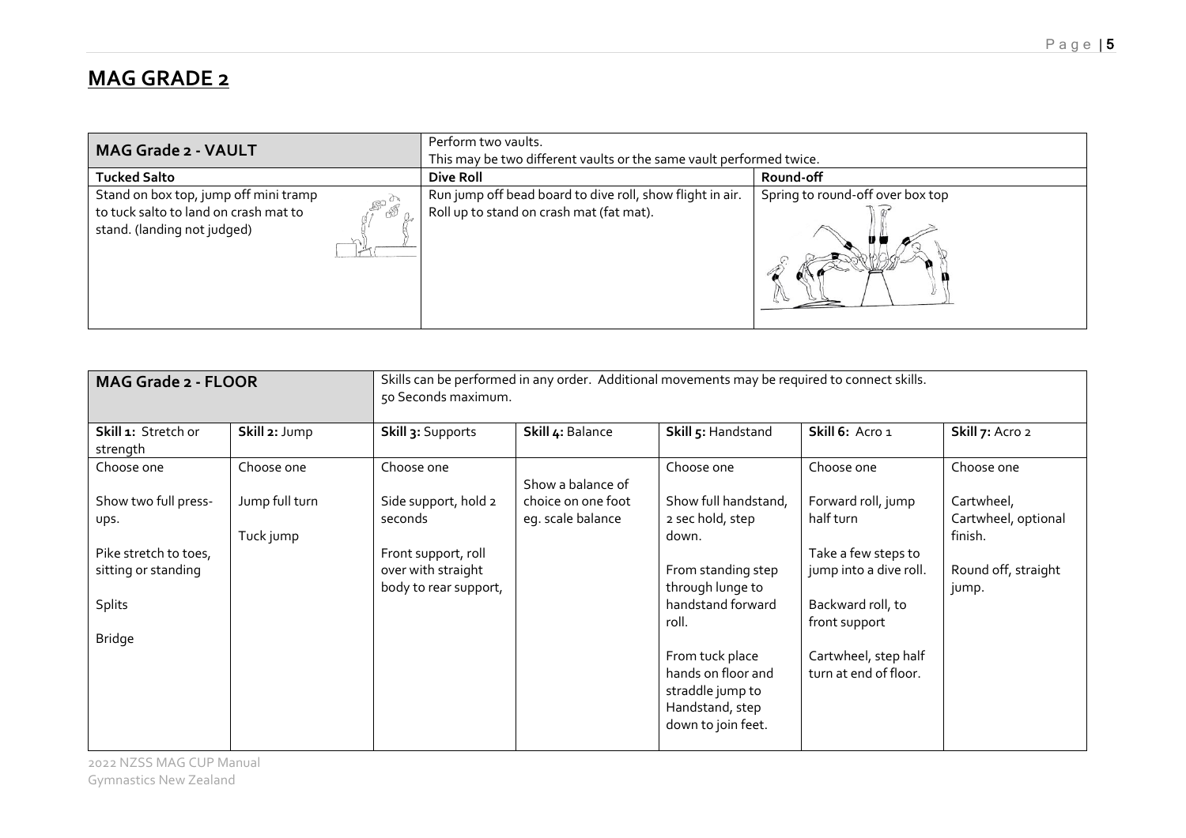# MAG GRADE 2

| MAG Grade 2 - VAULT | Perform two vaults. This may be two different vaults or the same vault performed twice. | |
|---|---|---|
| **Tucked Salto** | **Dive Roll** | **Round-off** |
| Stand on box top, jump off mini tramp to tuck salto to land on crash mat to stand. (landing not judged) | Run jump off bead board to dive roll, show flight in air. Roll up to stand on crash mat (fat mat). | Spring to round-off over box top |

| MAG Grade 2 - FLOOR | | Skills can be performed in any order. Additional movements may be required to connect skills. 50 Seconds maximum. | | | | |
|---|---|---|---|---|---|---|
| **Skill 1:** Stretch or strength | **Skill 2:** Jump | **Skill 3:** Supports | **Skill 4:** Balance | **Skill 5:** Handstand | **Skill 6:** Acro 1 | **Skill 7:** Acro 2 |
| Choose one<br><br>Show two full press-ups.<br><br>Pike stretch to toes, sitting or standing<br><br>Splits<br><br>Bridge | Choose one<br><br>Jump full turn<br><br>Tuck jump | Choose one<br><br>Side support, hold 2 seconds<br><br>Front support, roll over with straight body to rear support, | Show a balance of choice on one foot eg. scale balance | Choose one<br><br>Show full handstand, 2 sec hold, step down.<br><br>From standing step through lunge to handstand forward roll.<br><br>From tuck place hands on floor and straddle jump to Handstand, step down to join feet. | Choose one<br><br>Forward roll, jump half turn<br><br>Take a few steps to jump into a dive roll.<br><br>Backward roll, to front support<br><br>Cartwheel, step half turn at end of floor. | Choose one<br><br>Cartwheel, Cartwheel, optional finish.<br><br>Round off, straight jump. |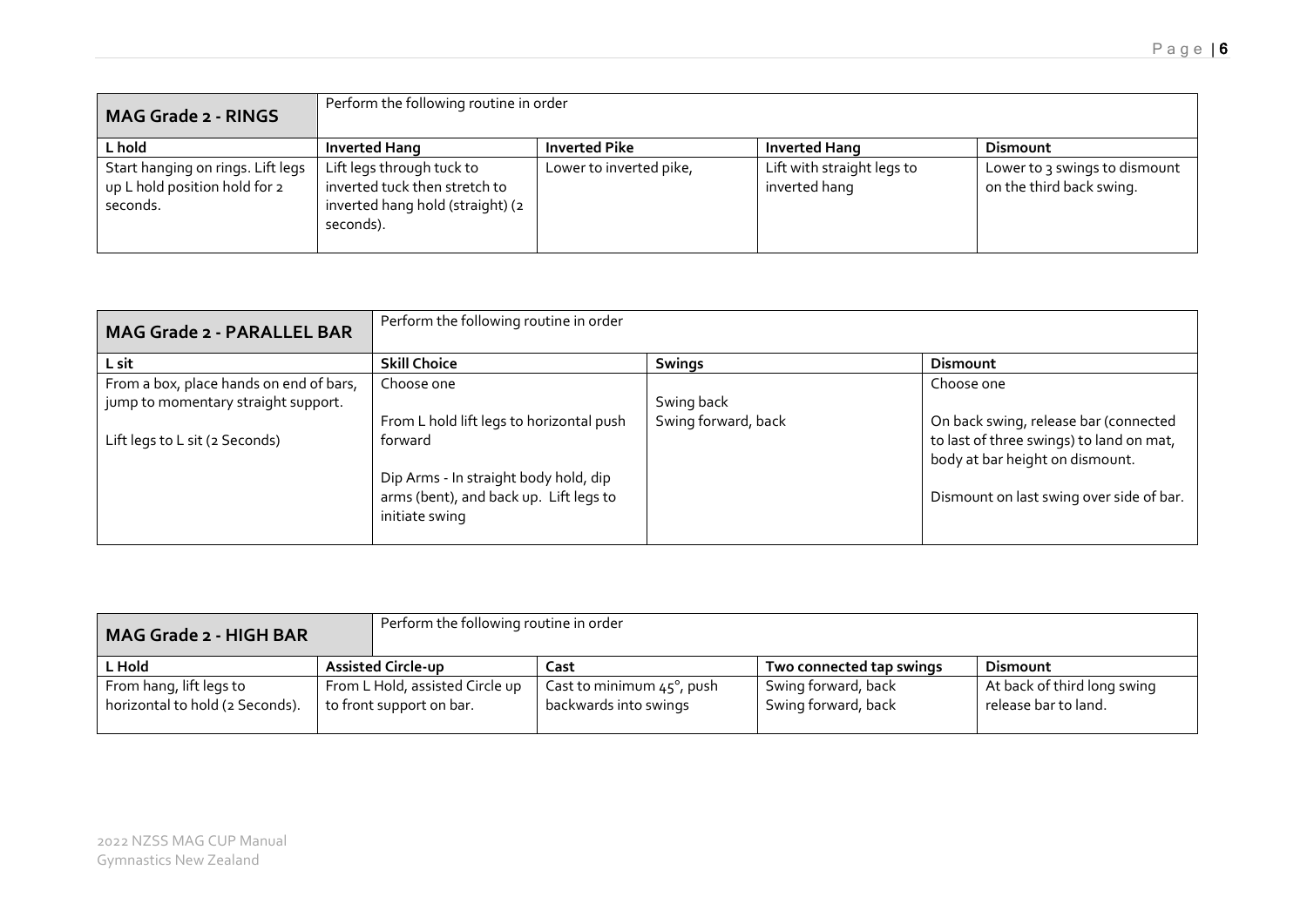| MAG Grade 2 - RINGS | Perform the following routine in order | | | |
|---|---|---|---|---|
| **L hold** | **Inverted Hang** | **Inverted Pike** | **Inverted Hang** | **Dismount** |
| Start hanging on rings. Lift legs up L hold position hold for 2 seconds. | Lift legs through tuck to inverted tuck then stretch to inverted hang hold (straight) (2 seconds). | Lower to inverted pike, | Lift with straight legs to inverted hang | Lower to 3 swings to dismount on the third back swing. |

| MAG Grade 2 - PARALLEL BAR | Perform the following routine in order | | |
|---|---|---|---|
| **L sit** | **Skill Choice** | **Swings** | **Dismount** |
| From a box, place hands on end of bars, jump to momentary straight support.<br><br>Lift legs to L sit (2 Seconds) | Choose one<br><br>From L hold lift legs to horizontal push forward<br><br>Dip Arms - In straight body hold, dip arms (bent), and back up. Lift legs to initiate swing | Swing back<br>Swing forward, back | Choose one<br><br>On back swing, release bar (connected to last of three swings) to land on mat, body at bar height on dismount.<br><br>Dismount on last swing over side of bar. |

| MAG Grade 2 - HIGH BAR | Perform the following routine in order | | | |
|---|---|---|---|---|
| **L Hold** | **Assisted Circle-up** | **Cast** | **Two connected tap swings** | **Dismount** |
| From hang, lift legs to horizontal to hold (2 Seconds). | From L Hold, assisted Circle up to front support on bar. | Cast to minimum 45°, push backwards into swings | Swing forward, back<br>Swing forward, back | At back of third long swing release bar to land. |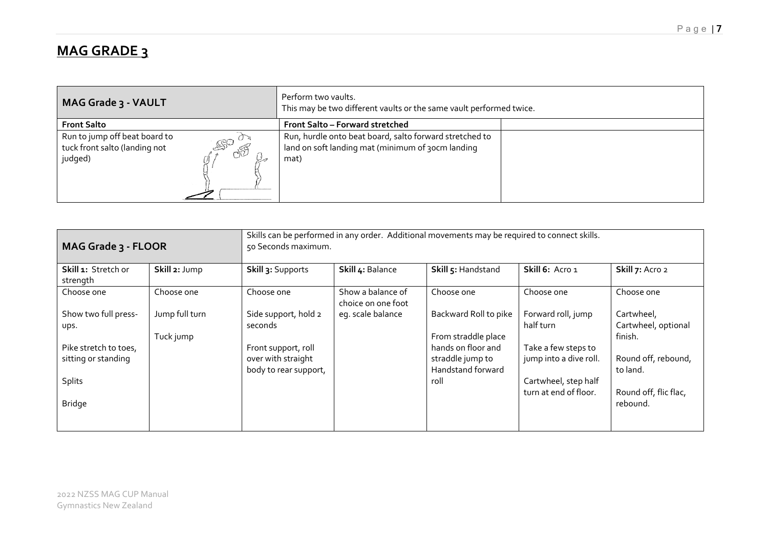# MAG GRADE 3

| MAG Grade 3 - VAULT | Perform two vaults. This may be two different vaults or the same vault performed twice. | |
|---|---|---|
| **Front Salto** | **Front Salto – Forward stretched** | |
| Run to jump off beat board to tuck front salto (landing not judged) | Run, hurdle onto beat board, salto forward stretched to land on soft landing mat (minimum of 30cm landing mat) | |

| MAG Grade 3 - FLOOR | | Skills can be performed in any order. Additional movements may be required to connect skills. 50 Seconds maximum. | | | | |
|---|---|---|---|---|---|---|
| **Skill 1:** Stretch or strength | **Skill 2:** Jump | **Skill 3:** Supports | **Skill 4:** Balance | **Skill 5:** Handstand | **Skill 6:** Acro 1 | **Skill 7:** Acro 2 |
| Choose one<br><br>Show two full press-ups.<br><br>Pike stretch to toes, sitting or standing<br><br>Splits<br><br>Bridge | Choose one<br><br>Jump full turn<br><br>Tuck jump | Choose one<br><br>Side support, hold 2 seconds<br><br>Front support, roll over with straight body to rear support, | Show a balance of choice on one foot eg. scale balance | Choose one<br><br>Backward Roll to pike<br><br>From straddle place hands on floor and straddle jump to Handstand forward roll | Choose one<br><br>Forward roll, jump half turn<br><br>Take a few steps to jump into a dive roll.<br><br>Cartwheel, step half turn at end of floor. | Choose one<br><br>Cartwheel, Cartwheel, optional finish.<br><br>Round off, rebound, to land.<br><br>Round off, flic flac, rebound. |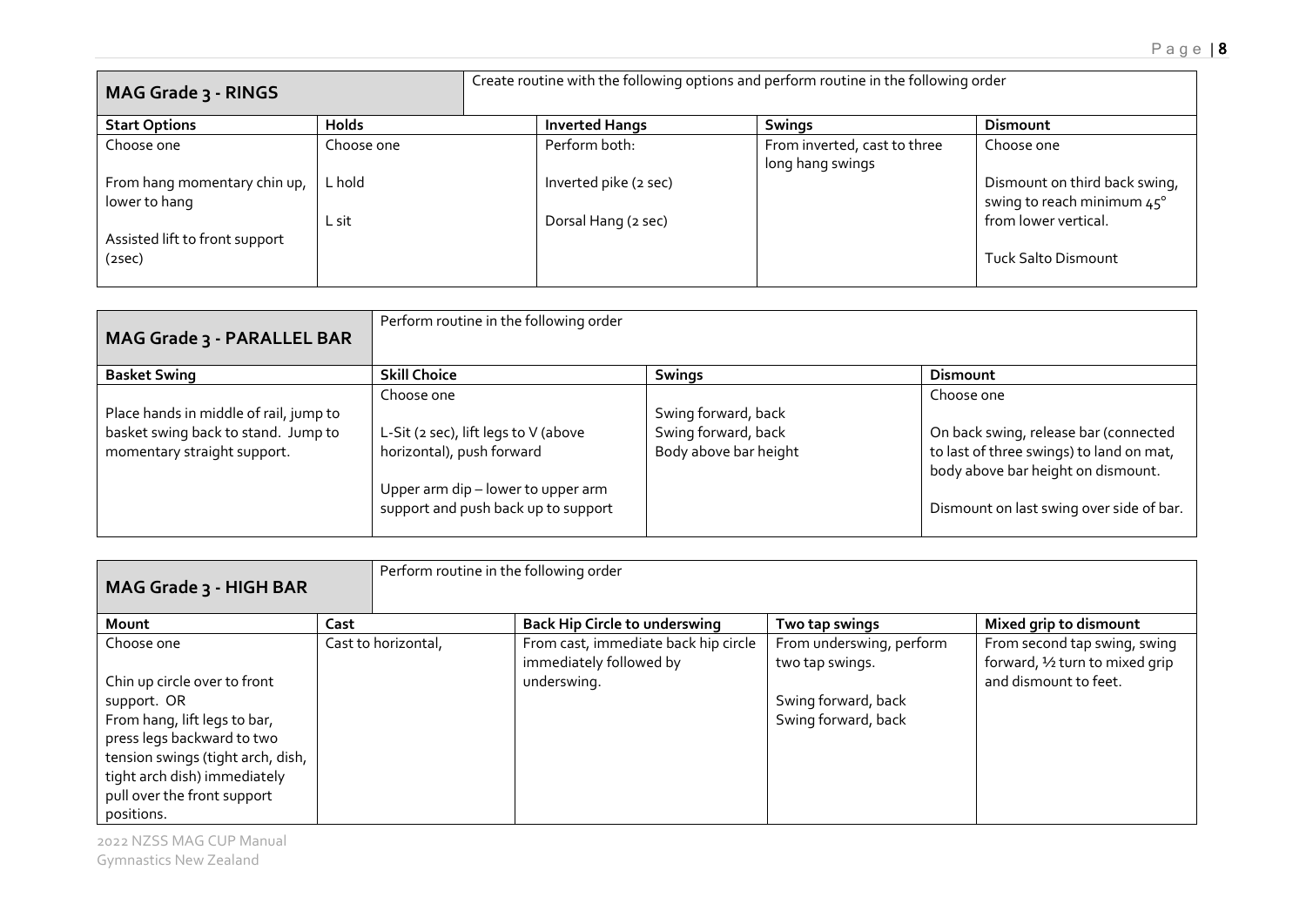## MAG Grade 3 - RINGS

Create routine with the following options and perform routine in the following order

| Start Options | Holds | Inverted Hangs | Swings | Dismount |
|---|---|---|---|---|
| Choose one<br><br>From hang momentary chin up, lower to hang<br><br>Assisted lift to front support (2sec) | Choose one<br><br>L hold<br><br>L sit | Perform both:<br><br>Inverted pike (2 sec)<br><br>Dorsal Hang (2 sec) | From inverted, cast to three long hang swings | Choose one<br><br>Dismount on third back swing, swing to reach minimum 45° from lower vertical.<br><br>Tuck Salto Dismount |

## MAG Grade 3 - PARALLEL BAR

Perform routine in the following order

| Basket Swing | Skill Choice | Swings | Dismount |
|---|---|---|---|
| Place hands in middle of rail, jump to basket swing back to stand. Jump to momentary straight support. | Choose one<br><br>L-Sit (2 sec), lift legs to V (above horizontal), push forward<br><br>Upper arm dip – lower to upper arm support and push back up to support | Swing forward, back<br>Swing forward, back<br>Body above bar height | Choose one<br><br>On back swing, release bar (connected to last of three swings) to land on mat, body above bar height on dismount.<br><br>Dismount on last swing over side of bar. |

## MAG Grade 3 - HIGH BAR

Perform routine in the following order

| Mount | Cast | Back Hip Circle to underswing | Two tap swings | Mixed grip to dismount |
|---|---|---|---|---|
| Choose one<br><br>Chin up circle over to front support. OR<br>From hang, lift legs to bar, press legs backward to two tension swings (tight arch, dish, tight arch dish) immediately pull over the front support positions. | Cast to horizontal, | From cast, immediate back hip circle immediately followed by underswing. | From underswing, perform two tap swings.<br><br>Swing forward, back<br>Swing forward, back | From second tap swing, swing forward, ½ turn to mixed grip and dismount to feet. |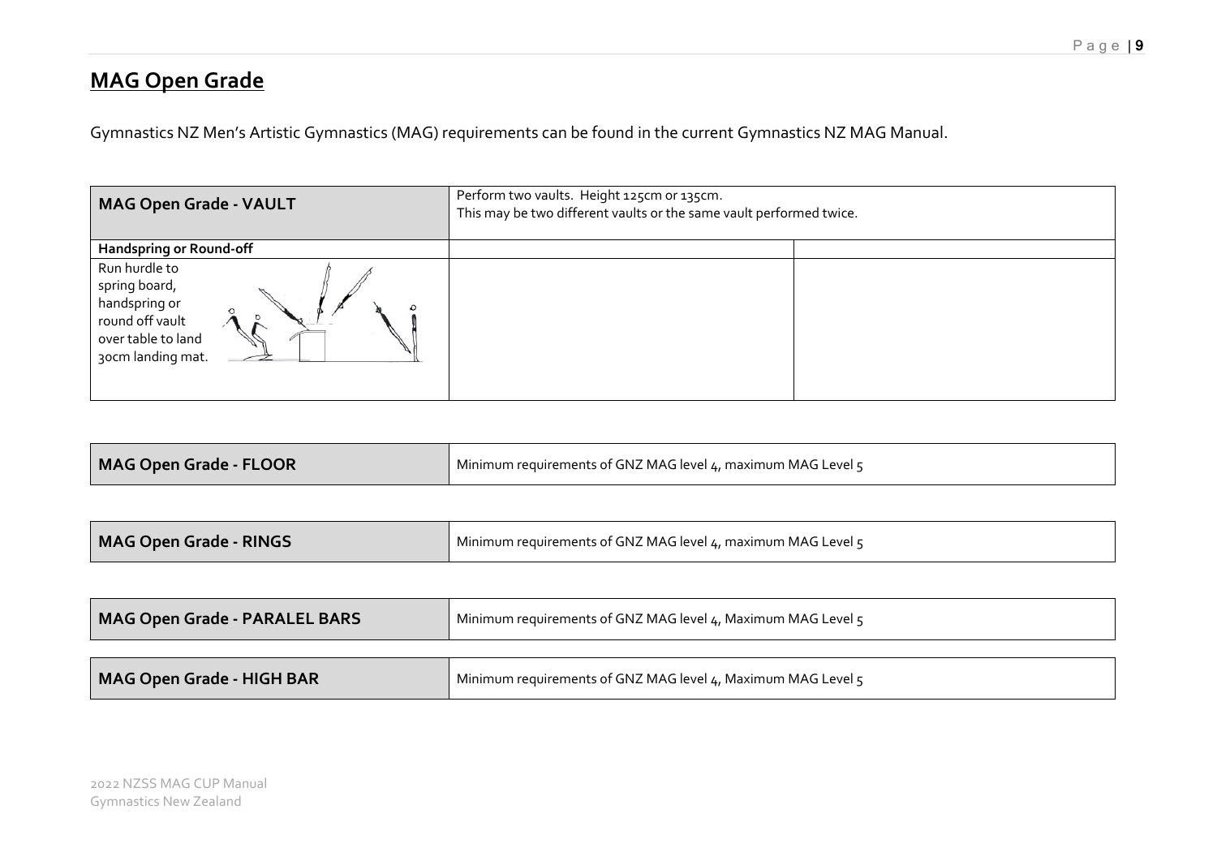## MAG Open Grade

Gymnastics NZ Men's Artistic Gymnastics (MAG) requirements can be found in the current Gymnastics NZ MAG Manual.

| **MAG Open Grade - VAULT** | Perform two vaults. Height 125cm or 135cm.<br>This may be two different vaults or the same vault performed twice. | |
|---|---|---|
| **Handspring or Round-off** | | |
| Run hurdle to spring board, handspring or round off vault over table to land 30cm landing mat. | | |

| **MAG Open Grade - FLOOR** | Minimum requirements of GNZ MAG level 4, maximum MAG Level 5 |
|---|---|

| **MAG Open Grade - RINGS** | Minimum requirements of GNZ MAG level 4, maximum MAG Level 5 |
|---|---|

| **MAG Open Grade - PARALEL BARS** | Minimum requirements of GNZ MAG level 4, Maximum MAG Level 5 |
|---|---|

| **MAG Open Grade - HIGH BAR** | Minimum requirements of GNZ MAG level 4, Maximum MAG Level 5 |
|---|---|